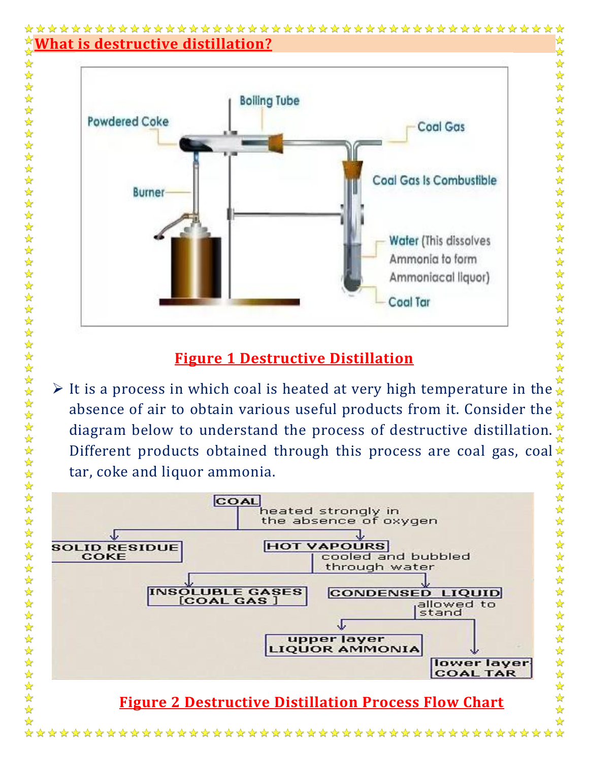## What is destructive distillation?

Figure 1 Destructive Distillation

- It is a process in which coal is heated at very high temperature in the absence of air to obtain various useful products from it. Consider the diagram below to understand the process of destructive distillation. Different products obtained through this process are coal gas, coal tar, coke and liquor ammonia.

Figure 2 Destructive Distillation Process Flow Chart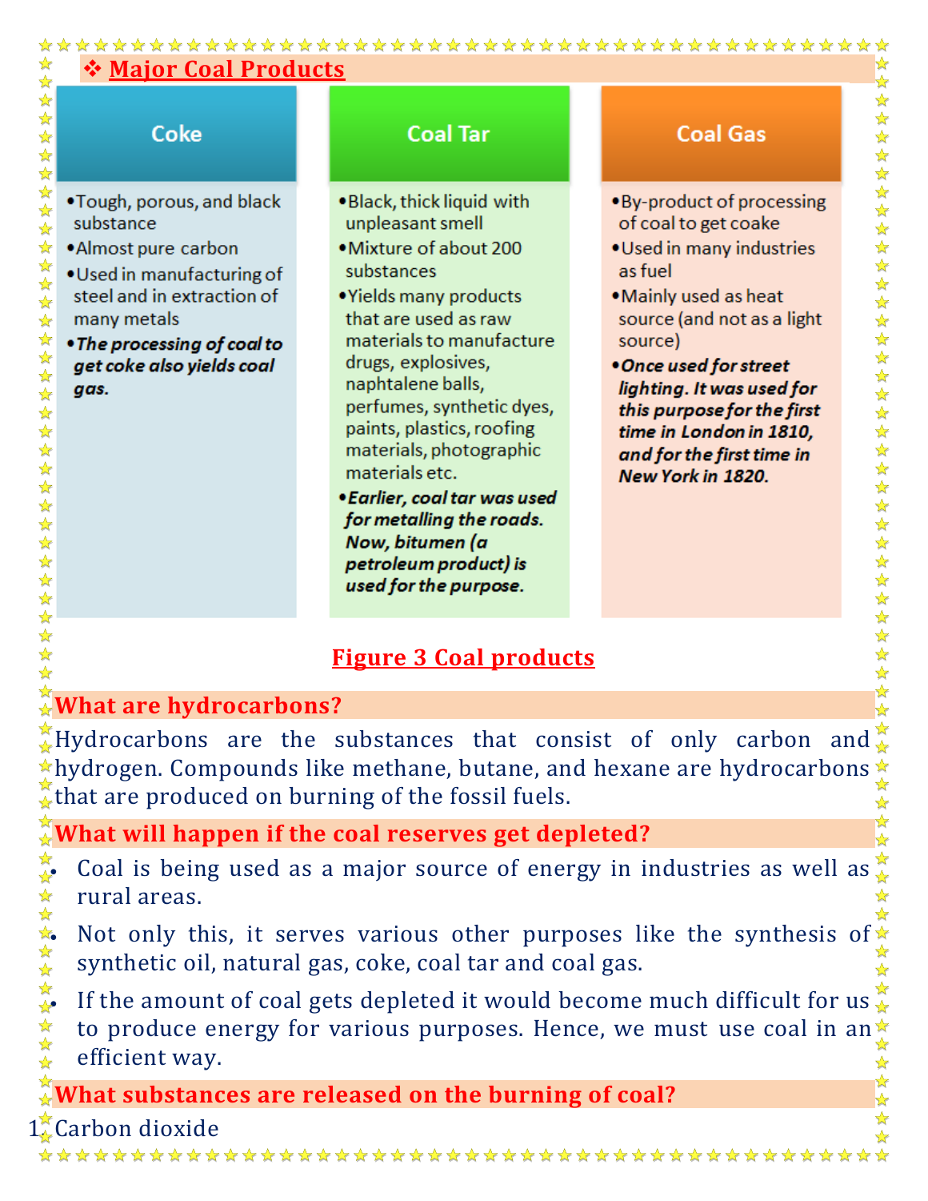## ❖ Major Coal Products

### Coke

- Tough, porous, and black substance
- Almost pure carbon
- Used in manufacturing of steel and in extraction of many metals
- ***The processing of coal to get coke also yields coal gas.***

### Coal Tar

- Black, thick liquid with unpleasant smell
- Mixture of about 200 substances
- Yields many products that are used as raw materials to manufacture drugs, explosives, naphtalene balls, perfumes, synthetic dyes, paints, plastics, roofing materials, photographic materials etc.
- ***Earlier, coal tar was used for metalling the roads. Now, bitumen (a petroleum product) is used for the purpose.***

### Coal Gas

- By-product of processing of coal to get coake
- Used in many industries as fuel
- Mainly used as heat source (and not as a light source)
- ***Once used for street lighting. It was used for this purpose for the first time in London in 1810, and for the first time in New York in 1820.***

Figure 3 Coal products

## What are hydrocarbons?

Hydrocarbons are the substances that consist of only carbon and hydrogen. Compounds like methane, butane, and hexane are hydrocarbons that are produced on burning of the fossil fuels.

## What will happen if the coal reserves get depleted?

- Coal is being used as a major source of energy in industries as well as rural areas.
- Not only this, it serves various other purposes like the synthesis of synthetic oil, natural gas, coke, coal tar and coal gas.
- If the amount of coal gets depleted it would become much difficult for us to produce energy for various purposes. Hence, we must use coal in an efficient way.

## What substances are released on the burning of coal?

1. Carbon dioxide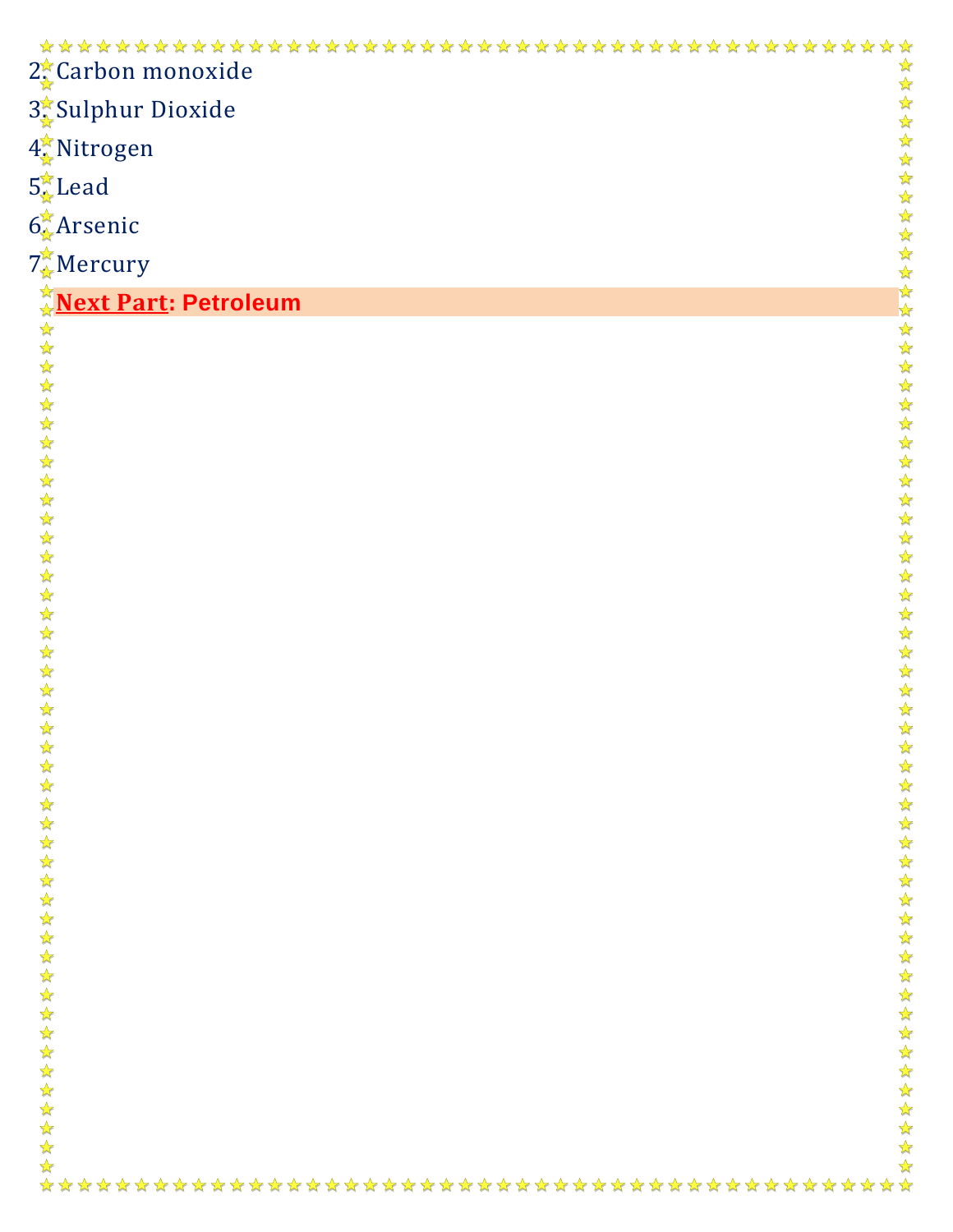2. Carbon monoxide
3. Sulphur Dioxide
4. Nitrogen
5. Lead
6. Arsenic
7. Mercury

**Next Part: Petroleum**